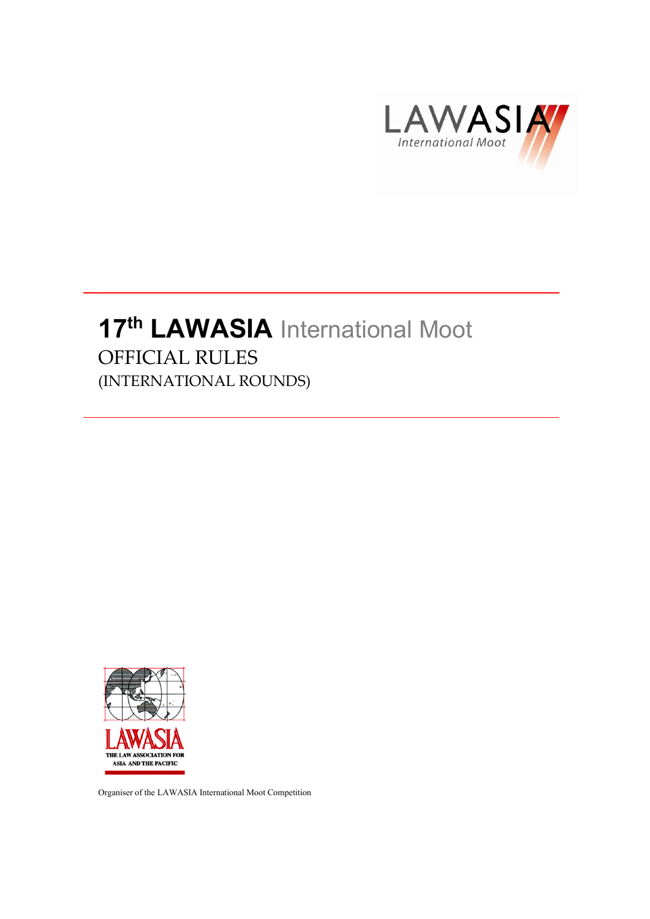# 17th LAWASIA International Moot

## OFFICIAL RULES

(INTERNATIONAL ROUNDS)

Organiser of the LAWASIA International Moot Competition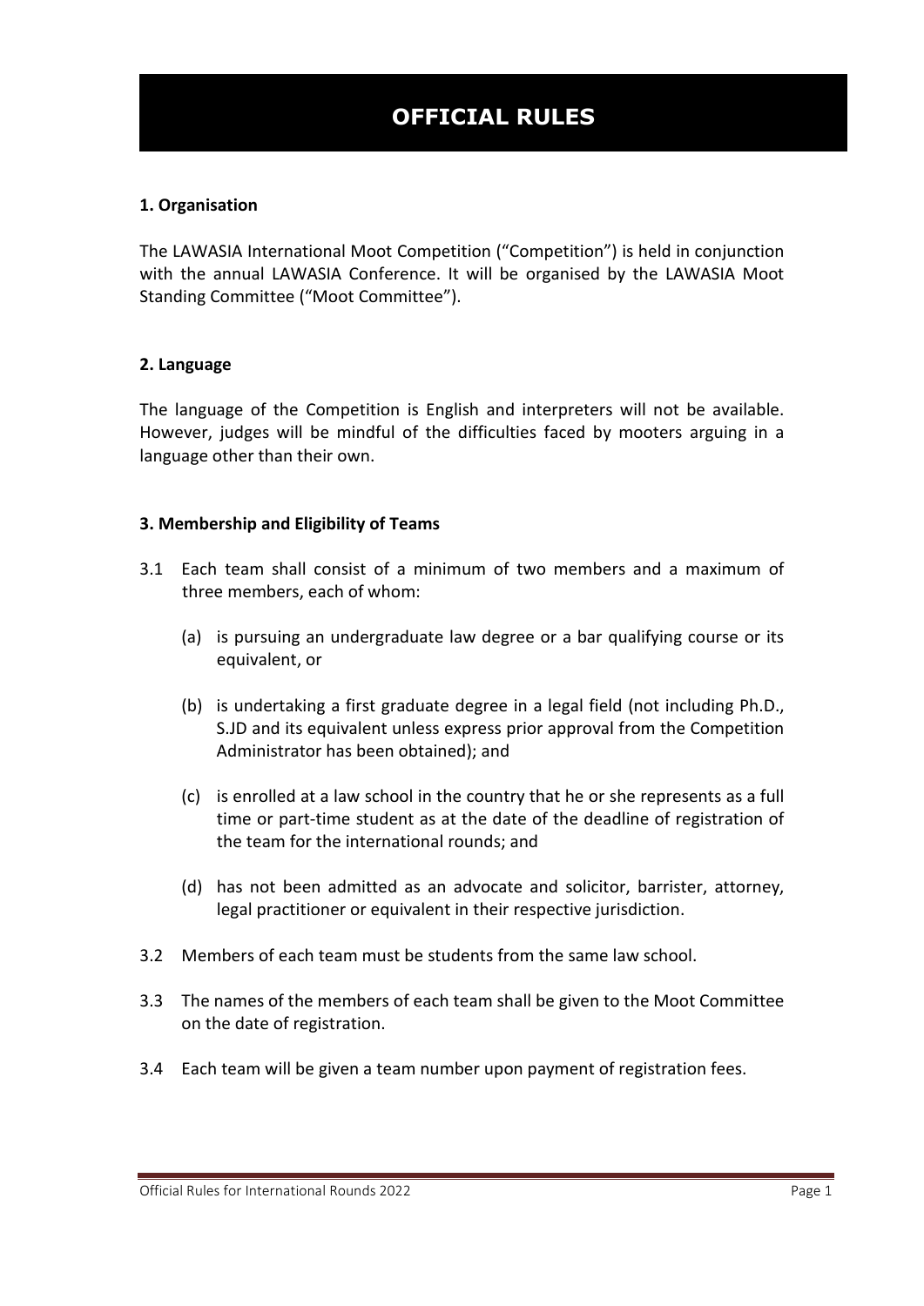# OFFICIAL RULES

## 1. Organisation

The LAWASIA International Moot Competition ("Competition") is held in conjunction with the annual LAWASIA Conference. It will be organised by the LAWASIA Moot Standing Committee ("Moot Committee").

## 2. Language

The language of the Competition is English and interpreters will not be available. However, judges will be mindful of the difficulties faced by mooters arguing in a language other than their own.

## 3. Membership and Eligibility of Teams

3.1 Each team shall consist of a minimum of two members and a maximum of three members, each of whom:

(a) is pursuing an undergraduate law degree or a bar qualifying course or its equivalent, or

(b) is undertaking a first graduate degree in a legal field (not including Ph.D., S.JD and its equivalent unless express prior approval from the Competition Administrator has been obtained); and

(c) is enrolled at a law school in the country that he or she represents as a full time or part-time student as at the date of the deadline of registration of the team for the international rounds; and

(d) has not been admitted as an advocate and solicitor, barrister, attorney, legal practitioner or equivalent in their respective jurisdiction.

3.2 Members of each team must be students from the same law school.

3.3 The names of the members of each team shall be given to the Moot Committee on the date of registration.

3.4 Each team will be given a team number upon payment of registration fees.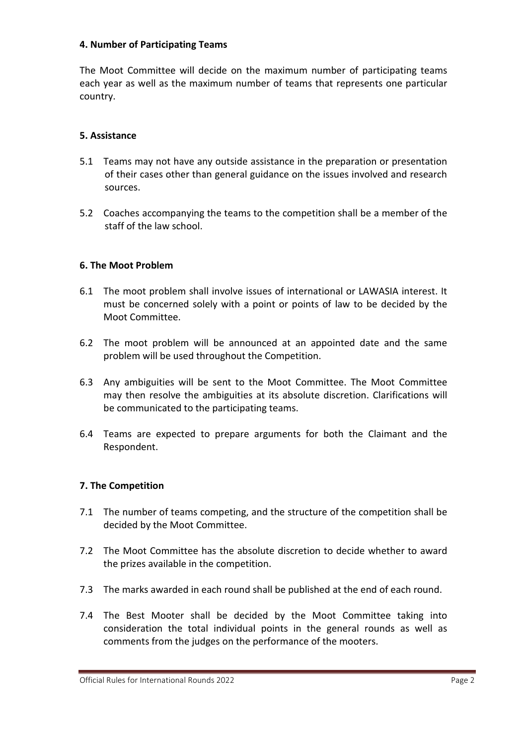### 4. Number of Participating Teams

The Moot Committee will decide on the maximum number of participating teams each year as well as the maximum number of teams that represents one particular country.

### 5. Assistance

5.1 Teams may not have any outside assistance in the preparation or presentation of their cases other than general guidance on the issues involved and research sources.

5.2 Coaches accompanying the teams to the competition shall be a member of the staff of the law school.

### 6. The Moot Problem

6.1 The moot problem shall involve issues of international or LAWASIA interest. It must be concerned solely with a point or points of law to be decided by the Moot Committee.

6.2 The moot problem will be announced at an appointed date and the same problem will be used throughout the Competition.

6.3 Any ambiguities will be sent to the Moot Committee. The Moot Committee may then resolve the ambiguities at its absolute discretion. Clarifications will be communicated to the participating teams.

6.4 Teams are expected to prepare arguments for both the Claimant and the Respondent.

### 7. The Competition

7.1 The number of teams competing, and the structure of the competition shall be decided by the Moot Committee.

7.2 The Moot Committee has the absolute discretion to decide whether to award the prizes available in the competition.

7.3 The marks awarded in each round shall be published at the end of each round.

7.4 The Best Mooter shall be decided by the Moot Committee taking into consideration the total individual points in the general rounds as well as comments from the judges on the performance of the mooters.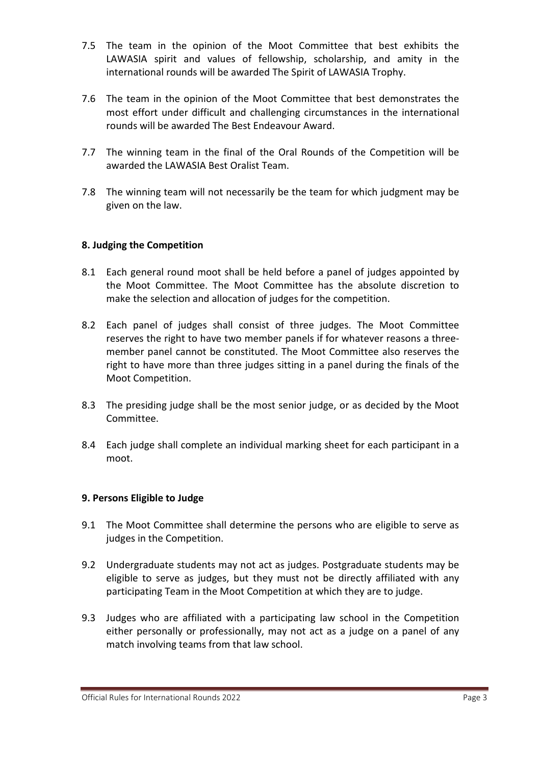7.5 The team in the opinion of the Moot Committee that best exhibits the LAWASIA spirit and values of fellowship, scholarship, and amity in the international rounds will be awarded The Spirit of LAWASIA Trophy.

7.6 The team in the opinion of the Moot Committee that best demonstrates the most effort under difficult and challenging circumstances in the international rounds will be awarded The Best Endeavour Award.

7.7 The winning team in the final of the Oral Rounds of the Competition will be awarded the LAWASIA Best Oralist Team.

7.8 The winning team will not necessarily be the team for which judgment may be given on the law.

## 8. Judging the Competition

8.1 Each general round moot shall be held before a panel of judges appointed by the Moot Committee. The Moot Committee has the absolute discretion to make the selection and allocation of judges for the competition.

8.2 Each panel of judges shall consist of three judges. The Moot Committee reserves the right to have two member panels if for whatever reasons a three-member panel cannot be constituted. The Moot Committee also reserves the right to have more than three judges sitting in a panel during the finals of the Moot Competition.

8.3 The presiding judge shall be the most senior judge, or as decided by the Moot Committee.

8.4 Each judge shall complete an individual marking sheet for each participant in a moot.

## 9. Persons Eligible to Judge

9.1 The Moot Committee shall determine the persons who are eligible to serve as judges in the Competition.

9.2 Undergraduate students may not act as judges. Postgraduate students may be eligible to serve as judges, but they must not be directly affiliated with any participating Team in the Moot Competition at which they are to judge.

9.3 Judges who are affiliated with a participating law school in the Competition either personally or professionally, may not act as a judge on a panel of any match involving teams from that law school.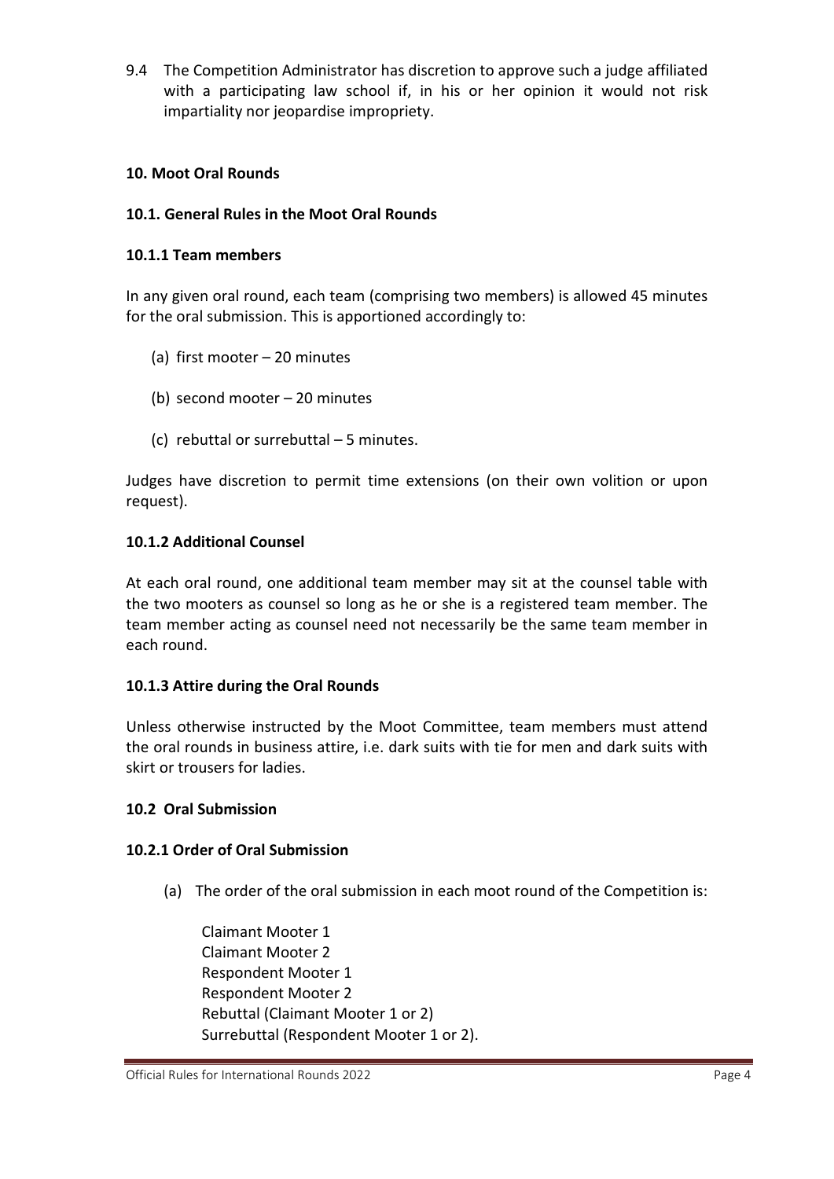9.4 The Competition Administrator has discretion to approve such a judge affiliated with a participating law school if, in his or her opinion it would not risk impartiality nor jeopardise impropriety.

## 10. Moot Oral Rounds

### 10.1. General Rules in the Moot Oral Rounds

#### 10.1.1 Team members

In any given oral round, each team (comprising two members) is allowed 45 minutes for the oral submission. This is apportioned accordingly to:

(a) first mooter – 20 minutes

(b) second mooter – 20 minutes

(c) rebuttal or surrebuttal – 5 minutes.

Judges have discretion to permit time extensions (on their own volition or upon request).

#### 10.1.2 Additional Counsel

At each oral round, one additional team member may sit at the counsel table with the two mooters as counsel so long as he or she is a registered team member. The team member acting as counsel need not necessarily be the same team member in each round.

#### 10.1.3 Attire during the Oral Rounds

Unless otherwise instructed by the Moot Committee, team members must attend the oral rounds in business attire, i.e. dark suits with tie for men and dark suits with skirt or trousers for ladies.

### 10.2 Oral Submission

#### 10.2.1 Order of Oral Submission

(a) The order of the oral submission in each moot round of the Competition is:

Claimant Mooter 1
Claimant Mooter 2
Respondent Mooter 1
Respondent Mooter 2
Rebuttal (Claimant Mooter 1 or 2)
Surrebuttal (Respondent Mooter 1 or 2).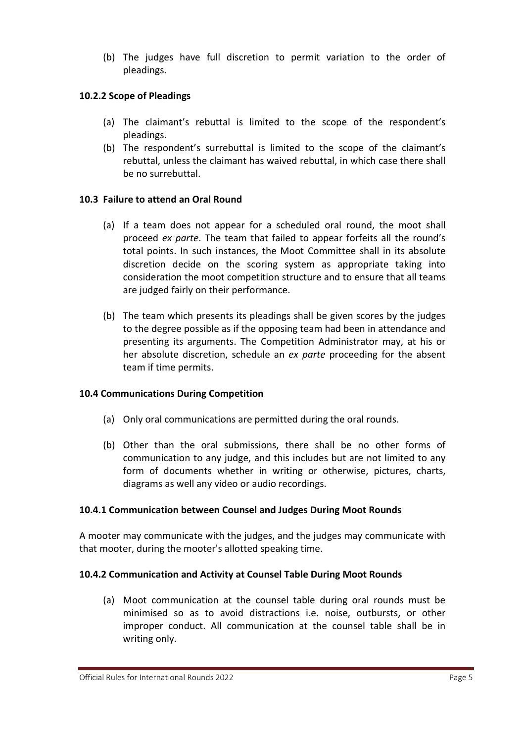(b) The judges have full discretion to permit variation to the order of pleadings.

### 10.2.2 Scope of Pleadings

(a) The claimant's rebuttal is limited to the scope of the respondent's pleadings.

(b) The respondent's surrebuttal is limited to the scope of the claimant's rebuttal, unless the claimant has waived rebuttal, in which case there shall be no surrebuttal.

### 10.3 Failure to attend an Oral Round

(a) If a team does not appear for a scheduled oral round, the moot shall proceed *ex parte*. The team that failed to appear forfeits all the round's total points. In such instances, the Moot Committee shall in its absolute discretion decide on the scoring system as appropriate taking into consideration the moot competition structure and to ensure that all teams are judged fairly on their performance.

(b) The team which presents its pleadings shall be given scores by the judges to the degree possible as if the opposing team had been in attendance and presenting its arguments. The Competition Administrator may, at his or her absolute discretion, schedule an *ex parte* proceeding for the absent team if time permits.

### 10.4 Communications During Competition

(a) Only oral communications are permitted during the oral rounds.

(b) Other than the oral submissions, there shall be no other forms of communication to any judge, and this includes but are not limited to any form of documents whether in writing or otherwise, pictures, charts, diagrams as well any video or audio recordings.

### 10.4.1 Communication between Counsel and Judges During Moot Rounds

A mooter may communicate with the judges, and the judges may communicate with that mooter, during the mooter's allotted speaking time.

### 10.4.2 Communication and Activity at Counsel Table During Moot Rounds

(a) Moot communication at the counsel table during oral rounds must be minimised so as to avoid distractions i.e. noise, outbursts, or other improper conduct. All communication at the counsel table shall be in writing only.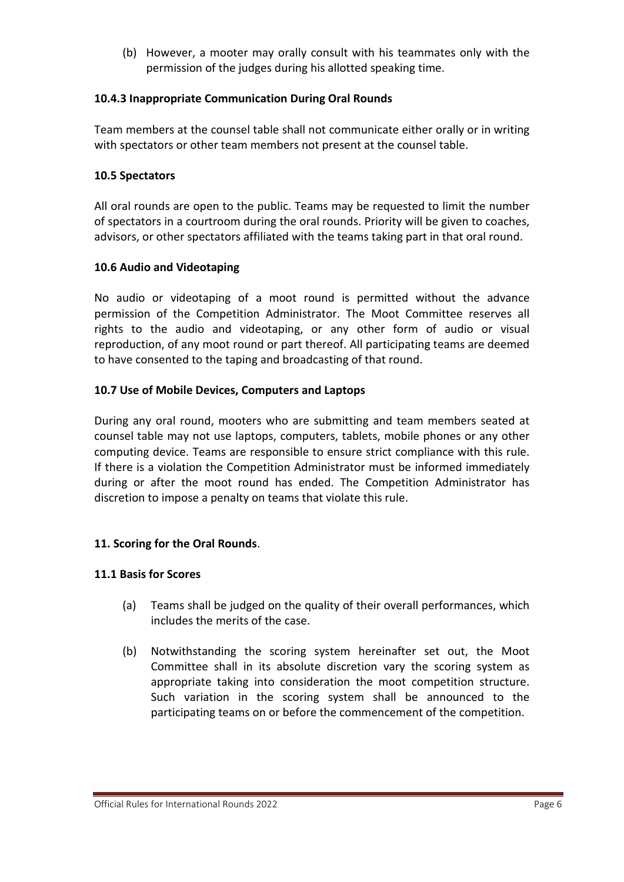(b) However, a mooter may orally consult with his teammates only with the permission of the judges during his allotted speaking time.

**10.4.3 Inappropriate Communication During Oral Rounds**

Team members at the counsel table shall not communicate either orally or in writing with spectators or other team members not present at the counsel table.

**10.5 Spectators**

All oral rounds are open to the public. Teams may be requested to limit the number of spectators in a courtroom during the oral rounds. Priority will be given to coaches, advisors, or other spectators affiliated with the teams taking part in that oral round.

**10.6 Audio and Videotaping**

No audio or videotaping of a moot round is permitted without the advance permission of the Competition Administrator. The Moot Committee reserves all rights to the audio and videotaping, or any other form of audio or visual reproduction, of any moot round or part thereof. All participating teams are deemed to have consented to the taping and broadcasting of that round.

**10.7 Use of Mobile Devices, Computers and Laptops**

During any oral round, mooters who are submitting and team members seated at counsel table may not use laptops, computers, tablets, mobile phones or any other computing device. Teams are responsible to ensure strict compliance with this rule. If there is a violation the Competition Administrator must be informed immediately during or after the moot round has ended. The Competition Administrator has discretion to impose a penalty on teams that violate this rule.

**11. Scoring for the Oral Rounds**.

**11.1 Basis for Scores**

(a) Teams shall be judged on the quality of their overall performances, which includes the merits of the case.

(b) Notwithstanding the scoring system hereinafter set out, the Moot Committee shall in its absolute discretion vary the scoring system as appropriate taking into consideration the moot competition structure. Such variation in the scoring system shall be announced to the participating teams on or before the commencement of the competition.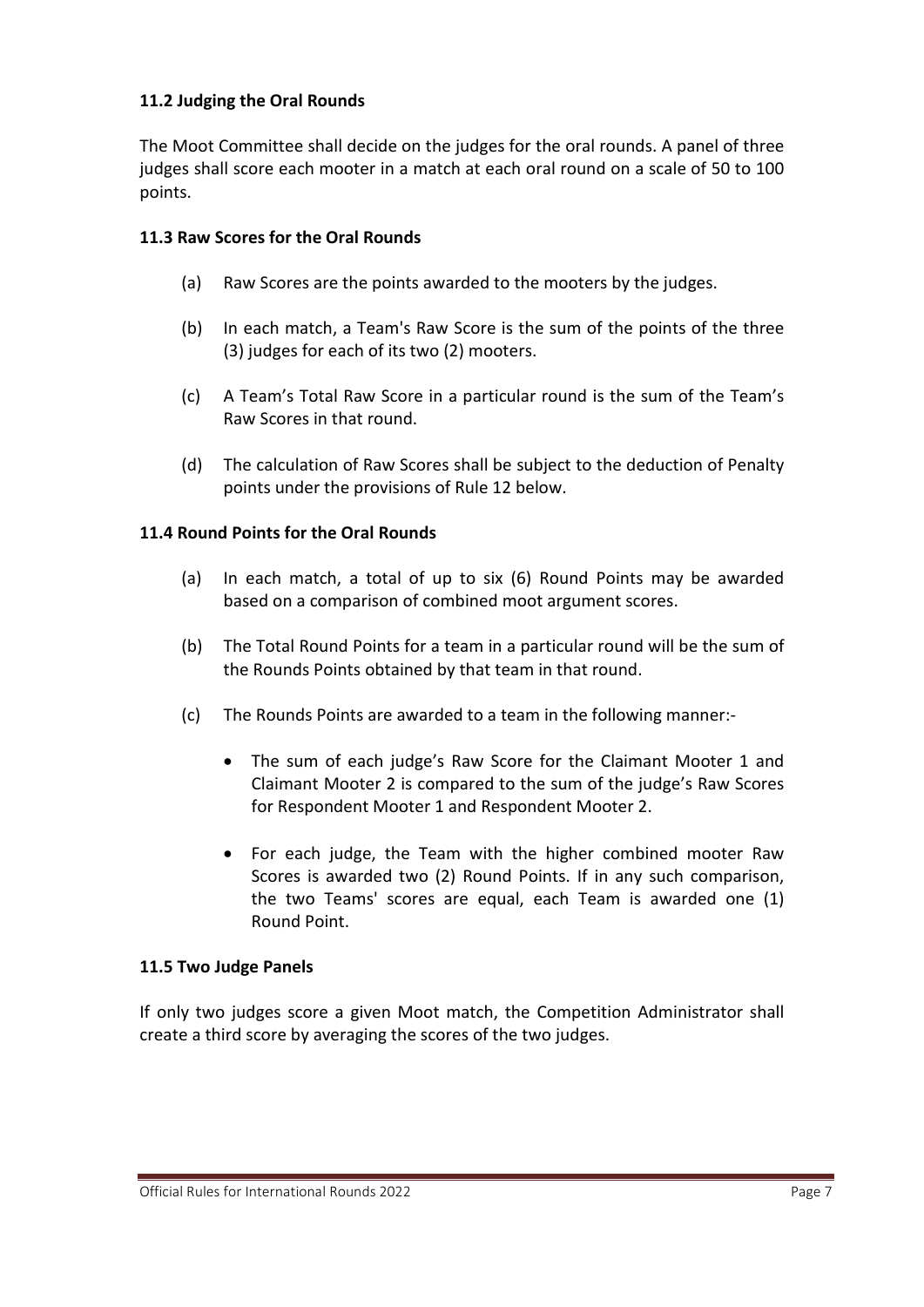### 11.2 Judging the Oral Rounds

The Moot Committee shall decide on the judges for the oral rounds. A panel of three judges shall score each mooter in a match at each oral round on a scale of 50 to 100 points.

### 11.3 Raw Scores for the Oral Rounds

(a) Raw Scores are the points awarded to the mooters by the judges.

(b) In each match, a Team's Raw Score is the sum of the points of the three (3) judges for each of its two (2) mooters.

(c) A Team's Total Raw Score in a particular round is the sum of the Team's Raw Scores in that round.

(d) The calculation of Raw Scores shall be subject to the deduction of Penalty points under the provisions of Rule 12 below.

### 11.4 Round Points for the Oral Rounds

(a) In each match, a total of up to six (6) Round Points may be awarded based on a comparison of combined moot argument scores.

(b) The Total Round Points for a team in a particular round will be the sum of the Rounds Points obtained by that team in that round.

(c) The Rounds Points are awarded to a team in the following manner:-

- The sum of each judge's Raw Score for the Claimant Mooter 1 and Claimant Mooter 2 is compared to the sum of the judge's Raw Scores for Respondent Mooter 1 and Respondent Mooter 2.

- For each judge, the Team with the higher combined mooter Raw Scores is awarded two (2) Round Points. If in any such comparison, the two Teams' scores are equal, each Team is awarded one (1) Round Point.

### 11.5 Two Judge Panels

If only two judges score a given Moot match, the Competition Administrator shall create a third score by averaging the scores of the two judges.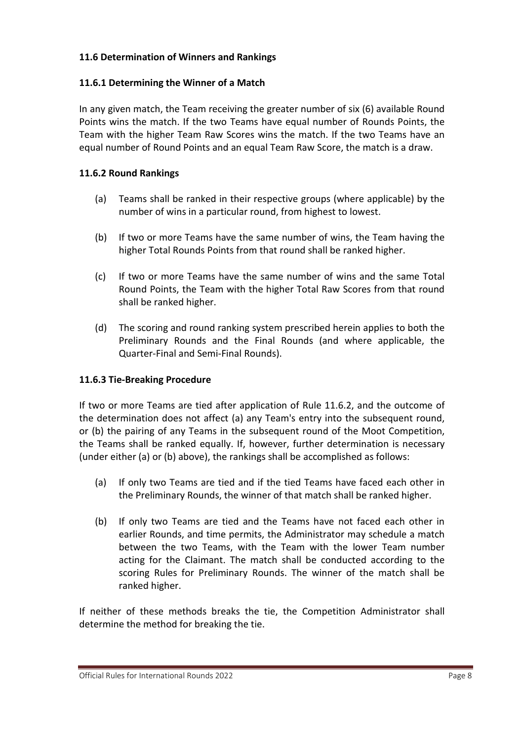### 11.6 Determination of Winners and Rankings

#### 11.6.1 Determining the Winner of a Match

In any given match, the Team receiving the greater number of six (6) available Round Points wins the match. If the two Teams have equal number of Rounds Points, the Team with the higher Team Raw Scores wins the match. If the two Teams have an equal number of Round Points and an equal Team Raw Score, the match is a draw.

#### 11.6.2 Round Rankings

(a) Teams shall be ranked in their respective groups (where applicable) by the number of wins in a particular round, from highest to lowest.

(b) If two or more Teams have the same number of wins, the Team having the higher Total Rounds Points from that round shall be ranked higher.

(c) If two or more Teams have the same number of wins and the same Total Round Points, the Team with the higher Total Raw Scores from that round shall be ranked higher.

(d) The scoring and round ranking system prescribed herein applies to both the Preliminary Rounds and the Final Rounds (and where applicable, the Quarter-Final and Semi-Final Rounds).

#### 11.6.3 Tie-Breaking Procedure

If two or more Teams are tied after application of Rule 11.6.2, and the outcome of the determination does not affect (a) any Team's entry into the subsequent round, or (b) the pairing of any Teams in the subsequent round of the Moot Competition, the Teams shall be ranked equally. If, however, further determination is necessary (under either (a) or (b) above), the rankings shall be accomplished as follows:

(a) If only two Teams are tied and if the tied Teams have faced each other in the Preliminary Rounds, the winner of that match shall be ranked higher.

(b) If only two Teams are tied and the Teams have not faced each other in earlier Rounds, and time permits, the Administrator may schedule a match between the two Teams, with the Team with the lower Team number acting for the Claimant. The match shall be conducted according to the scoring Rules for Preliminary Rounds. The winner of the match shall be ranked higher.

If neither of these methods breaks the tie, the Competition Administrator shall determine the method for breaking the tie.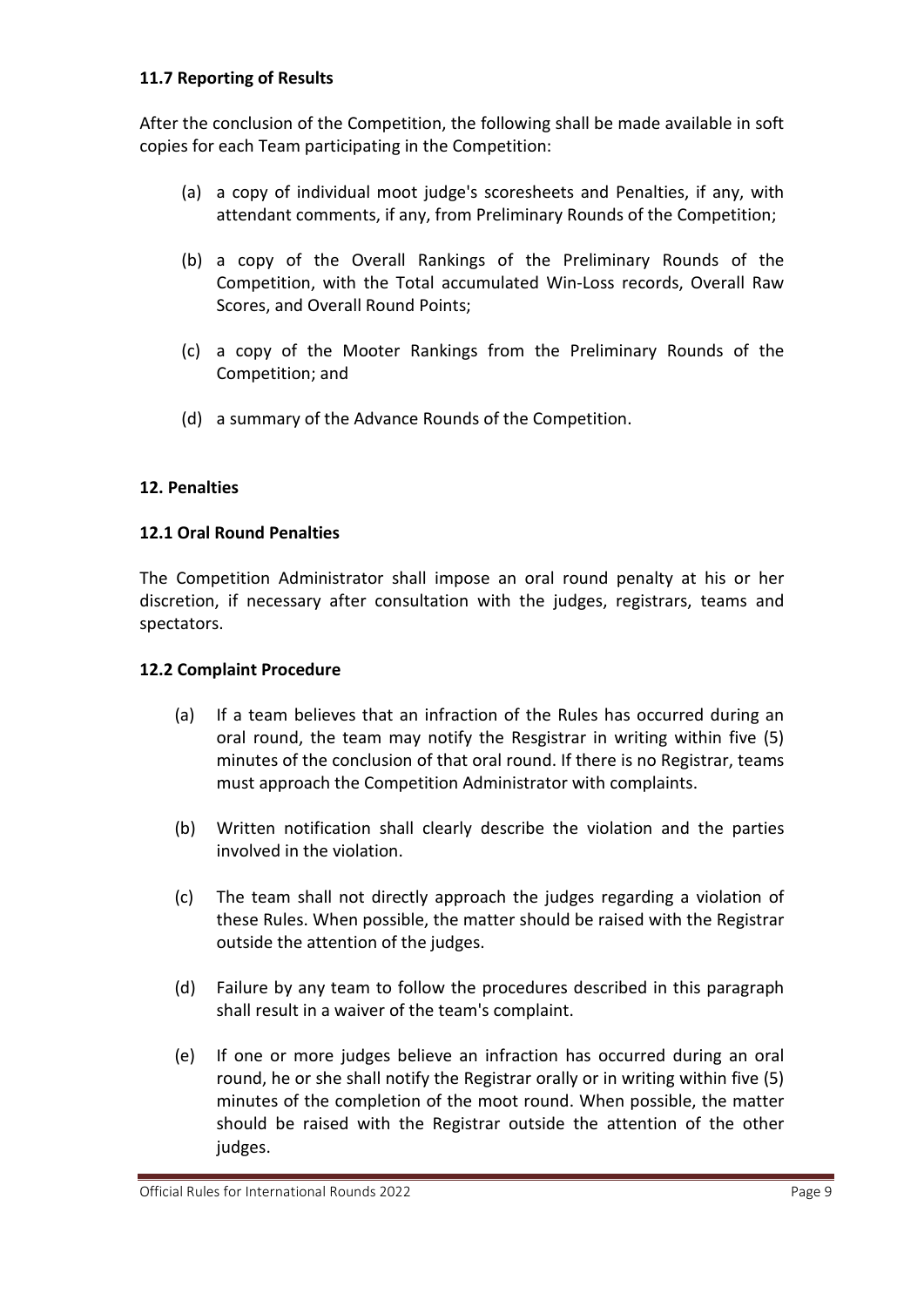### 11.7 Reporting of Results

After the conclusion of the Competition, the following shall be made available in soft copies for each Team participating in the Competition:

(a) a copy of individual moot judge's scoresheets and Penalties, if any, with attendant comments, if any, from Preliminary Rounds of the Competition;

(b) a copy of the Overall Rankings of the Preliminary Rounds of the Competition, with the Total accumulated Win-Loss records, Overall Raw Scores, and Overall Round Points;

(c) a copy of the Mooter Rankings from the Preliminary Rounds of the Competition; and

(d) a summary of the Advance Rounds of the Competition.

## 12. Penalties

### 12.1 Oral Round Penalties

The Competition Administrator shall impose an oral round penalty at his or her discretion, if necessary after consultation with the judges, registrars, teams and spectators.

### 12.2 Complaint Procedure

(a) If a team believes that an infraction of the Rules has occurred during an oral round, the team may notify the Resgistrar in writing within five (5) minutes of the conclusion of that oral round. If there is no Registrar, teams must approach the Competition Administrator with complaints.

(b) Written notification shall clearly describe the violation and the parties involved in the violation.

(c) The team shall not directly approach the judges regarding a violation of these Rules. When possible, the matter should be raised with the Registrar outside the attention of the judges.

(d) Failure by any team to follow the procedures described in this paragraph shall result in a waiver of the team's complaint.

(e) If one or more judges believe an infraction has occurred during an oral round, he or she shall notify the Registrar orally or in writing within five (5) minutes of the completion of the moot round. When possible, the matter should be raised with the Registrar outside the attention of the other judges.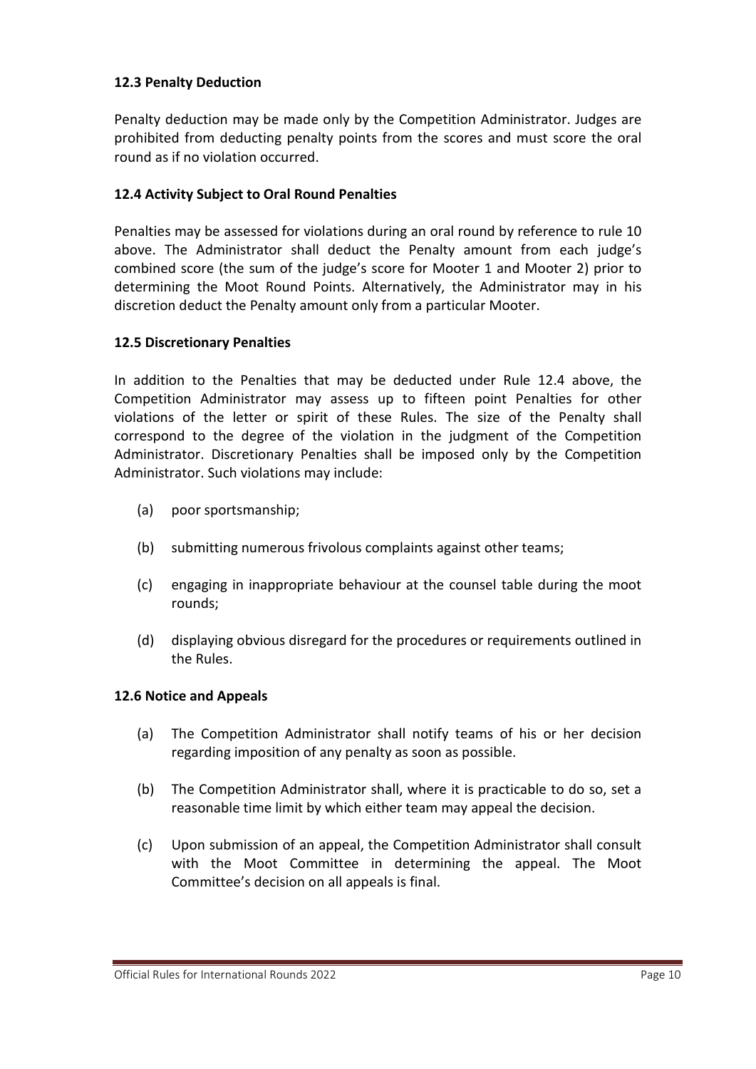### 12.3 Penalty Deduction

Penalty deduction may be made only by the Competition Administrator. Judges are prohibited from deducting penalty points from the scores and must score the oral round as if no violation occurred.

### 12.4 Activity Subject to Oral Round Penalties

Penalties may be assessed for violations during an oral round by reference to rule 10 above. The Administrator shall deduct the Penalty amount from each judge's combined score (the sum of the judge's score for Mooter 1 and Mooter 2) prior to determining the Moot Round Points. Alternatively, the Administrator may in his discretion deduct the Penalty amount only from a particular Mooter.

### 12.5 Discretionary Penalties

In addition to the Penalties that may be deducted under Rule 12.4 above, the Competition Administrator may assess up to fifteen point Penalties for other violations of the letter or spirit of these Rules. The size of the Penalty shall correspond to the degree of the violation in the judgment of the Competition Administrator. Discretionary Penalties shall be imposed only by the Competition Administrator. Such violations may include:

(a) poor sportsmanship;

(b) submitting numerous frivolous complaints against other teams;

(c) engaging in inappropriate behaviour at the counsel table during the moot rounds;

(d) displaying obvious disregard for the procedures or requirements outlined in the Rules.

### 12.6 Notice and Appeals

(a) The Competition Administrator shall notify teams of his or her decision regarding imposition of any penalty as soon as possible.

(b) The Competition Administrator shall, where it is practicable to do so, set a reasonable time limit by which either team may appeal the decision.

(c) Upon submission of an appeal, the Competition Administrator shall consult with the Moot Committee in determining the appeal. The Moot Committee's decision on all appeals is final.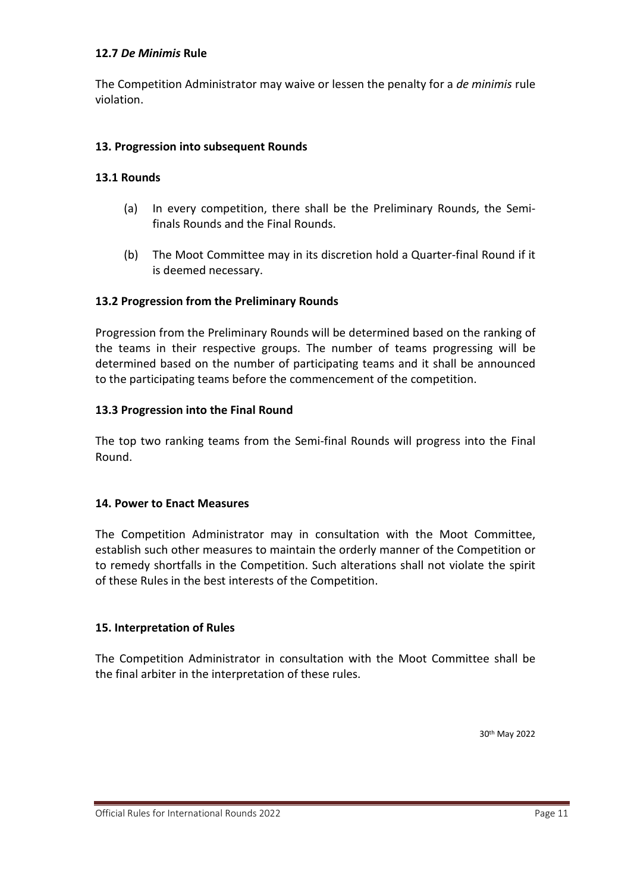### 12.7 *De Minimis* Rule

The Competition Administrator may waive or lessen the penalty for a *de minimis* rule violation.

## 13. Progression into subsequent Rounds

### 13.1 Rounds

(a) In every competition, there shall be the Preliminary Rounds, the Semi-finals Rounds and the Final Rounds.

(b) The Moot Committee may in its discretion hold a Quarter-final Round if it is deemed necessary.

### 13.2 Progression from the Preliminary Rounds

Progression from the Preliminary Rounds will be determined based on the ranking of the teams in their respective groups. The number of teams progressing will be determined based on the number of participating teams and it shall be announced to the participating teams before the commencement of the competition.

### 13.3 Progression into the Final Round

The top two ranking teams from the Semi-final Rounds will progress into the Final Round.

## 14. Power to Enact Measures

The Competition Administrator may in consultation with the Moot Committee, establish such other measures to maintain the orderly manner of the Competition or to remedy shortfalls in the Competition. Such alterations shall not violate the spirit of these Rules in the best interests of the Competition.

## 15. Interpretation of Rules

The Competition Administrator in consultation with the Moot Committee shall be the final arbiter in the interpretation of these rules.

30th May 2022